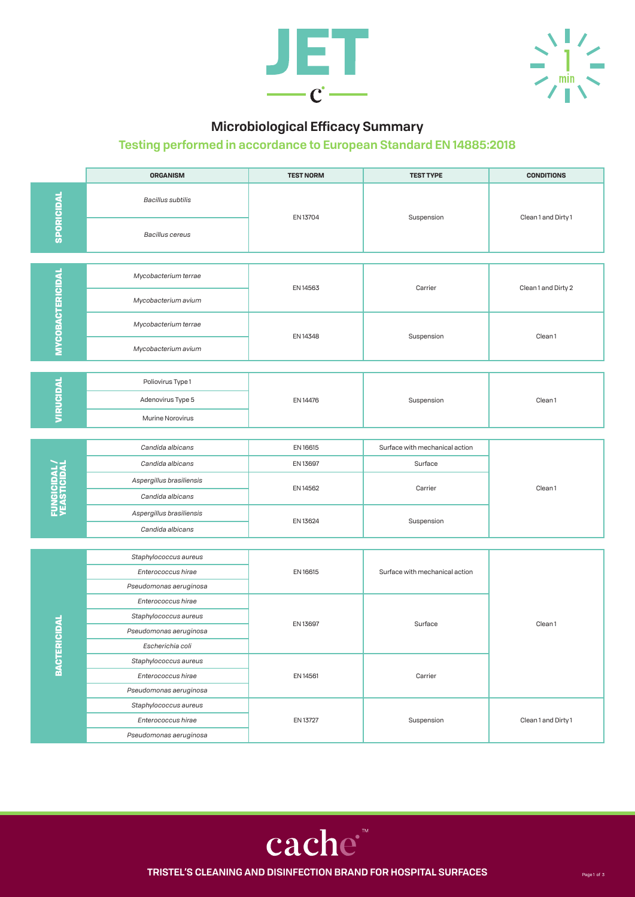JET

c

1 min

## Microbiological Efficacy Summary

### Testing performed in accordance to European Standard EN 14885:2018

| | ORGANISM | TEST NORM | TEST TYPE | CONDITIONS |
|---|---|---|---|---|
| SPORICIDAL | *Bacillus subtilis* | EN 13704 | Suspension | Clean 1 and Dirty 1 |
| | *Bacillus cereus* | | | |
| MYCOBACTERICIDAL | *Mycobacterium terrae* | EN 14563 | Carrier | Clean 1 and Dirty 2 |
| | *Mycobacterium avium* | | | |
| | *Mycobacterium terrae* | EN 14348 | Suspension | Clean 1 |
| | *Mycobacterium avium* | | | |
| VIRUCIDAL | Poliovirus Type 1 | EN 14476 | Suspension | Clean 1 |
| | Adenovirus Type 5 | | | |
| | Murine Norovirus | | | |
| FUNGICIDAL / YEASTICIDAL | *Candida albicans* | EN 16615 | Surface with mechanical action | Clean 1 |
| | *Candida albicans* | EN 13697 | Surface | |
| | *Aspergillus brasiliensis* | EN 14562 | Carrier | |
| | *Candida albicans* | | | |
| | *Aspergillus brasiliensis* | EN 13624 | Suspension | |
| | *Candida albicans* | | | |
| BACTERICIDAL | *Staphylococcus aureus* | EN 16615 | Surface with mechanical action | Clean 1 |
| | *Enterococcus hirae* | | | |
| | *Pseudomonas aeruginosa* | | | |
| | *Enterococcus hirae* | EN 13697 | Surface | |
| | *Staphylococcus aureus* | | | |
| | *Pseudomonas aeruginosa* | | | |
| | *Escherichia coli* | | | |
| | *Staphylococcus aureus* | EN 14561 | Carrier | |
| | *Enterococcus hirae* | | | |
| | *Pseudomonas aeruginosa* | | | |
| | *Staphylococcus aureus* | EN 13727 | Suspension | Clean 1 and Dirty 1 |
| | *Enterococcus hirae* | | | |
| | *Pseudomonas aeruginosa* | | | |

cache™

TRISTEL'S CLEANING AND DISINFECTION BRAND FOR HOSPITAL SURFACES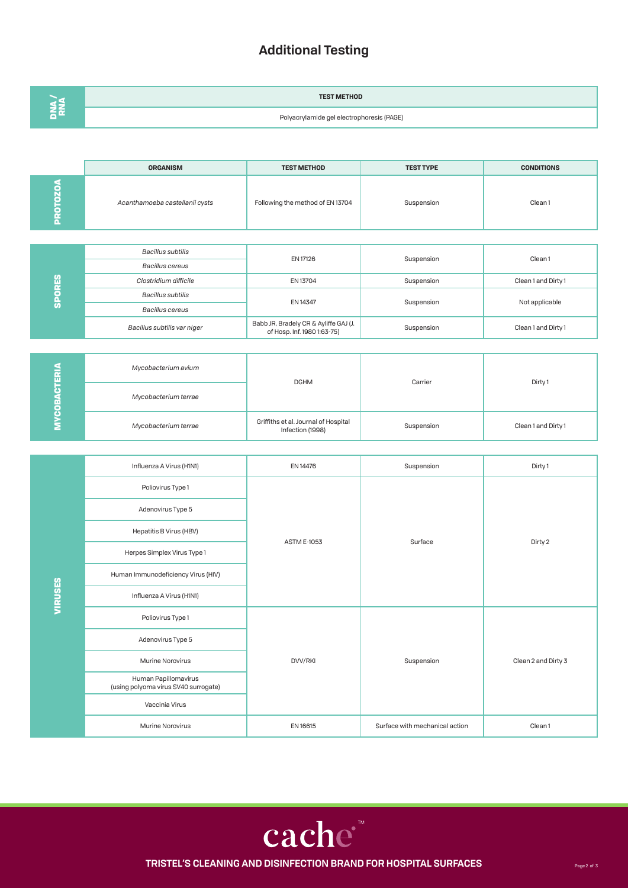# Additional Testing

| DNA / RNA | TEST METHOD |
| --- | --- |
| | Polyacrylamide gel electrophoresis (PAGE) |

| | ORGANISM | TEST METHOD | TEST TYPE | CONDITIONS |
| --- | --- | --- | --- | --- |
| PROTOZOA | *Acanthamoeba castellanii cysts* | Following the method of EN 13704 | Suspension | Clean 1 |
| SPORES | *Bacillus subtilis* | EN 17126 | Suspension | Clean 1 |
| | *Bacillus cereus* | | | |
| | *Clostridium difficile* | EN 13704 | Suspension | Clean 1 and Dirty 1 |
| | *Bacillus subtilis* | EN 14347 | Suspension | Not applicable |
| | *Bacillus cereus* | | | |
| | *Bacillus subtilis var niger* | Babb JR, Bradely CR & Ayliffe GAJ (J. of Hosp. Inf. 1980 1:63-75) | Suspension | Clean 1 and Dirty 1 |
| MYCOBACTERIA | *Mycobacterium avium* | DGHM | Carrier | Dirty 1 |
| | *Mycobacterium terrae* | | | |
| | *Mycobacterium terrae* | Griffiths et al. Journal of Hospital Infection (1998) | Suspension | Clean 1 and Dirty 1 |
| VIRUSES | Influenza A Virus (H1N1) | EN 14476 | Suspension | Dirty 1 |
| | Poliovirus Type 1 | ASTM E-1053 | Surface | Dirty 2 |
| | Adenovirus Type 5 | | | |
| | Hepatitis B Virus (HBV) | | | |
| | Herpes Simplex Virus Type 1 | | | |
| | Human Immunodeficiency Virus (HIV) | | | |
| | Influenza A Virus (H1N1) | | | |
| | Poliovirus Type 1 | DVV/RKI | Suspension | Clean 2 and Dirty 3 |
| | Adenovirus Type 5 | | | |
| | Murine Norovirus | | | |
| | Human Papillomavirus (using polyoma virus SV40 surrogate) | | | |
| | Vaccinia Virus | | | |
| | Murine Norovirus | EN 16615 | Surface with mechanical action | Clean 1 |

cache™

**TRISTEL'S CLEANING AND DISINFECTION BRAND FOR HOSPITAL SURFACES**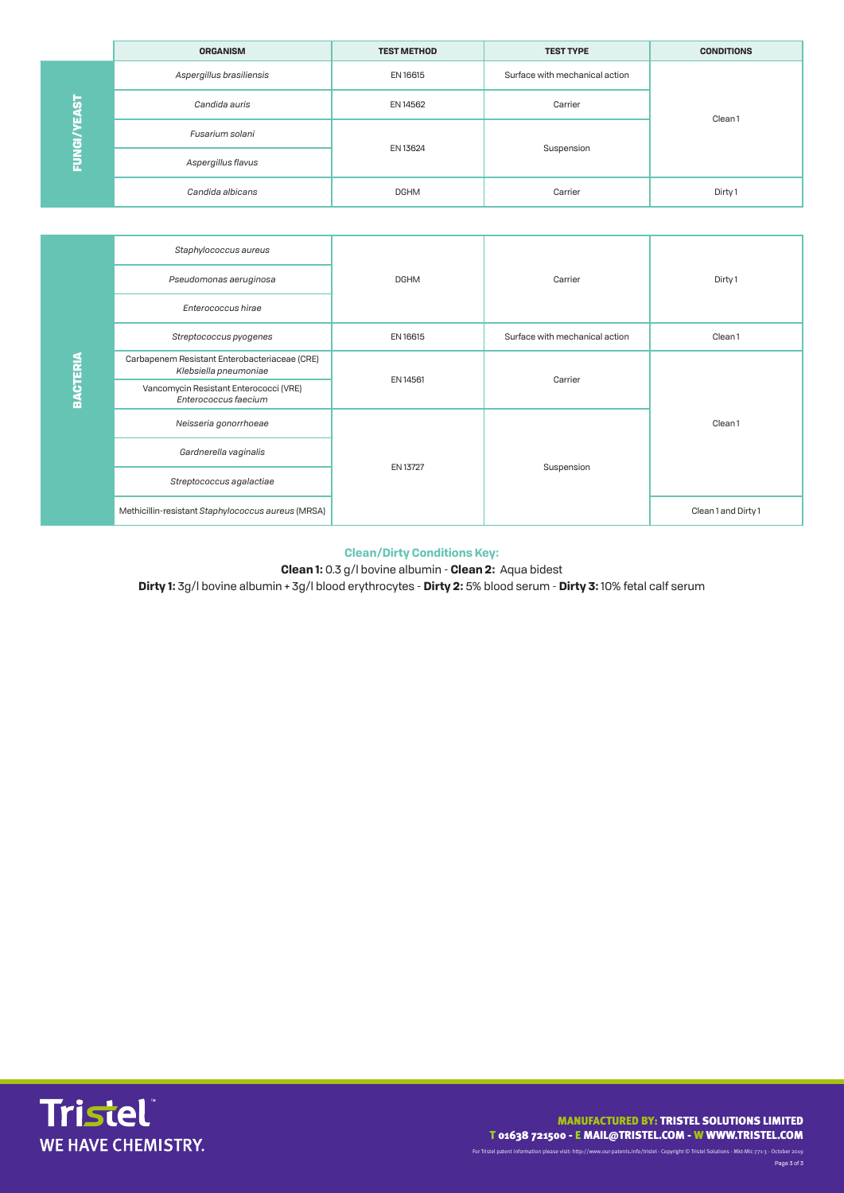| | ORGANISM | TEST METHOD | TEST TYPE | CONDITIONS |
|---|---|---|---|---|
| FUNGI/YEAST | *Aspergillus brasiliensis* | EN 16615 | Surface with mechanical action | Clean 1 |
| | *Candida auris* | EN 14562 | Carrier | |
| | *Fusarium solani* | EN 13624 | Suspension | |
| | *Aspergillus flavus* | | | |
| | *Candida albicans* | DGHM | Carrier | Dirty 1 |

| | | | | |
|---|---|---|---|---|
| BACTERIA | *Staphylococcus aureus* | DGHM | Carrier | Dirty 1 |
| | *Pseudomonas aeruginosa* | | | |
| | *Enterococcus hirae* | | | |
| | *Streptococcus pyogenes* | EN 16615 | Surface with mechanical action | Clean 1 |
| | Carbapenem Resistant Enterobacteriaceae (CRE) *Klebsiella pneumoniae* | EN 14561 | Carrier | Clean 1 |
| | Vancomycin Resistant Enterococci (VRE) *Enterococcus faecium* | | | |
| | *Neisseria gonorrhoeae* | EN 13727 | Suspension | |
| | *Gardnerella vaginalis* | | | |
| | *Streptococcus agalactiae* | | | |
| | Methicillin-resistant *Staphylococcus aureus* (MRSA) | | | Clean 1 and Dirty 1 |

**Clean/Dirty Conditions Key:**

**Clean 1:** 0.3 g/l bovine albumin - **Clean 2:** Aqua bidest

**Dirty 1:** 3g/l bovine albumin + 3g/l blood erythrocytes - **Dirty 2:** 5% blood serum - **Dirty 3:** 10% fetal calf serum

Tristel™ WE HAVE CHEMISTRY.

**MANUFACTURED BY: TRISTEL SOLUTIONS LIMITED**
**T 01638 721500 - E MAIL@TRISTEL.COM - W WWW.TRISTEL.COM**

For Tristel patent information please visit: http://www.our-patents.info/tristel - Copyright © Tristel Solutions - Mkt-Mic-771-3 - October 2019